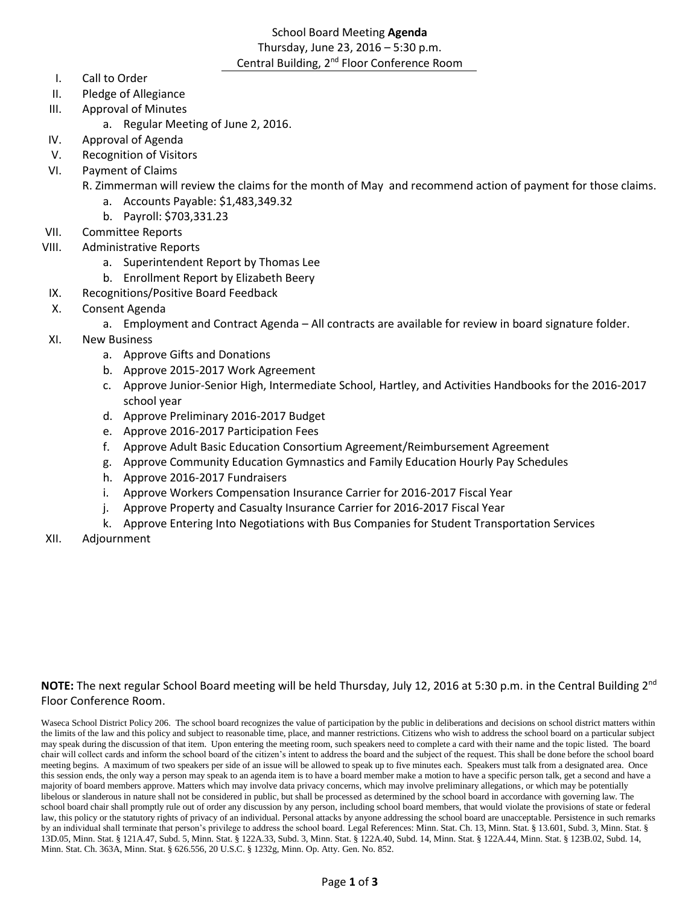# School Board Meeting **Agenda**

Thursday, June 23, 2016 – 5:30 p.m.
Central Building, 2nd Floor Conference Room

I. Call to Order
II. Pledge of Allegiance
III. Approval of Minutes
   a. Regular Meeting of June 2, 2016.
IV. Approval of Agenda
V. Recognition of Visitors
VI. Payment of Claims
   R. Zimmerman will review the claims for the month of May and recommend action of payment for those claims.
   a. Accounts Payable: $1,483,349.32
   b. Payroll: $703,331.23
VII. Committee Reports
VIII. Administrative Reports
   a. Superintendent Report by Thomas Lee
   b. Enrollment Report by Elizabeth Beery
IX. Recognitions/Positive Board Feedback
X. Consent Agenda
   a. Employment and Contract Agenda – All contracts are available for review in board signature folder.
XI. New Business
   a. Approve Gifts and Donations
   b. Approve 2015-2017 Work Agreement
   c. Approve Junior-Senior High, Intermediate School, Hartley, and Activities Handbooks for the 2016-2017 school year
   d. Approve Preliminary 2016-2017 Budget
   e. Approve 2016-2017 Participation Fees
   f. Approve Adult Basic Education Consortium Agreement/Reimbursement Agreement
   g. Approve Community Education Gymnastics and Family Education Hourly Pay Schedules
   h. Approve 2016-2017 Fundraisers
   i. Approve Workers Compensation Insurance Carrier for 2016-2017 Fiscal Year
   j. Approve Property and Casualty Insurance Carrier for 2016-2017 Fiscal Year
   k. Approve Entering Into Negotiations with Bus Companies for Student Transportation Services
XII. Adjournment

**NOTE:** The next regular School Board meeting will be held Thursday, July 12, 2016 at 5:30 p.m. in the Central Building 2nd Floor Conference Room.

Waseca School District Policy 206. The school board recognizes the value of participation by the public in deliberations and decisions on school district matters within the limits of the law and this policy and subject to reasonable time, place, and manner restrictions. Citizens who wish to address the school board on a particular subject may speak during the discussion of that item. Upon entering the meeting room, such speakers need to complete a card with their name and the topic listed. The board chair will collect cards and inform the school board of the citizen's intent to address the board and the subject of the request. This shall be done before the school board meeting begins. A maximum of two speakers per side of an issue will be allowed to speak up to five minutes each. Speakers must talk from a designated area. Once this session ends, the only way a person may speak to an agenda item is to have a board member make a motion to have a specific person talk, get a second and have a majority of board members approve. Matters which may involve data privacy concerns, which may involve preliminary allegations, or which may be potentially libelous or slanderous in nature shall not be considered in public, but shall be processed as determined by the school board in accordance with governing law. The school board chair shall promptly rule out of order any discussion by any person, including school board members, that would violate the provisions of state or federal law, this policy or the statutory rights of privacy of an individual. Personal attacks by anyone addressing the school board are unacceptable. Persistence in such remarks by an individual shall terminate that person's privilege to address the school board. Legal References: Minn. Stat. Ch. 13, Minn. Stat. § 13.601, Subd. 3, Minn. Stat. § 13D.05, Minn. Stat. § 121A.47, Subd. 5, Minn. Stat. § 122A.33, Subd. 3, Minn. Stat. § 122A.40, Subd. 14, Minn. Stat. § 122A.44, Minn. Stat. § 123B.02, Subd. 14, Minn. Stat. Ch. 363A, Minn. Stat. § 626.556, 20 U.S.C. § 1232g, Minn. Op. Atty. Gen. No. 852.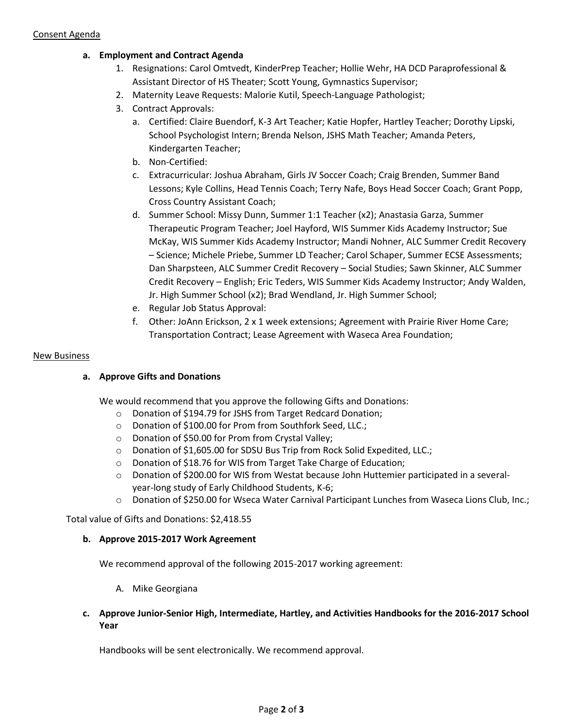Consent Agenda

**a. Employment and Contract Agenda**

1. Resignations: Carol Omtvedt, KinderPrep Teacher; Hollie Wehr, HA DCD Paraprofessional & Assistant Director of HS Theater; Scott Young, Gymnastics Supervisor;
2. Maternity Leave Requests: Malorie Kutil, Speech-Language Pathologist;
3. Contract Approvals:
   a. Certified: Claire Buendorf, K-3 Art Teacher; Katie Hopfer, Hartley Teacher; Dorothy Lipski, School Psychologist Intern; Brenda Nelson, JSHS Math Teacher; Amanda Peters, Kindergarten Teacher;
   b. Non-Certified:
   c. Extracurricular: Joshua Abraham, Girls JV Soccer Coach; Craig Brenden, Summer Band Lessons; Kyle Collins, Head Tennis Coach; Terry Nafe, Boys Head Soccer Coach; Grant Popp, Cross Country Assistant Coach;
   d. Summer School: Missy Dunn, Summer 1:1 Teacher (x2); Anastasia Garza, Summer Therapeutic Program Teacher; Joel Hayford, WIS Summer Kids Academy Instructor; Sue McKay, WIS Summer Kids Academy Instructor; Mandi Nohner, ALC Summer Credit Recovery – Science; Michele Priebe, Summer LD Teacher; Carol Schaper, Summer ECSE Assessments; Dan Sharpsteen, ALC Summer Credit Recovery – Social Studies; Sawn Skinner, ALC Summer Credit Recovery – English; Eric Teders, WIS Summer Kids Academy Instructor; Andy Walden, Jr. High Summer School (x2); Brad Wendland, Jr. High Summer School;
   e. Regular Job Status Approval:
   f. Other: JoAnn Erickson, 2 x 1 week extensions; Agreement with Prairie River Home Care; Transportation Contract; Lease Agreement with Waseca Area Foundation;

New Business

**a. Approve Gifts and Donations**

We would recommend that you approve the following Gifts and Donations:

- Donation of $194.79 for JSHS from Target Redcard Donation;
- Donation of $100.00 for Prom from Southfork Seed, LLC.;
- Donation of $50.00 for Prom from Crystal Valley;
- Donation of $1,605.00 for SDSU Bus Trip from Rock Solid Expedited, LLC.;
- Donation of $18.76 for WIS from Target Take Charge of Education;
- Donation of $200.00 for WIS from Westat because John Huttemier participated in a several-year-long study of Early Childhood Students, K-6;
- Donation of $250.00 for Wseca Water Carnival Participant Lunches from Waseca Lions Club, Inc.;

Total value of Gifts and Donations: $2,418.55

**b. Approve 2015-2017 Work Agreement**

We recommend approval of the following 2015-2017 working agreement:

A. Mike Georgiana

**c. Approve Junior-Senior High, Intermediate, Hartley, and Activities Handbooks for the 2016-2017 School Year**

Handbooks will be sent electronically. We recommend approval.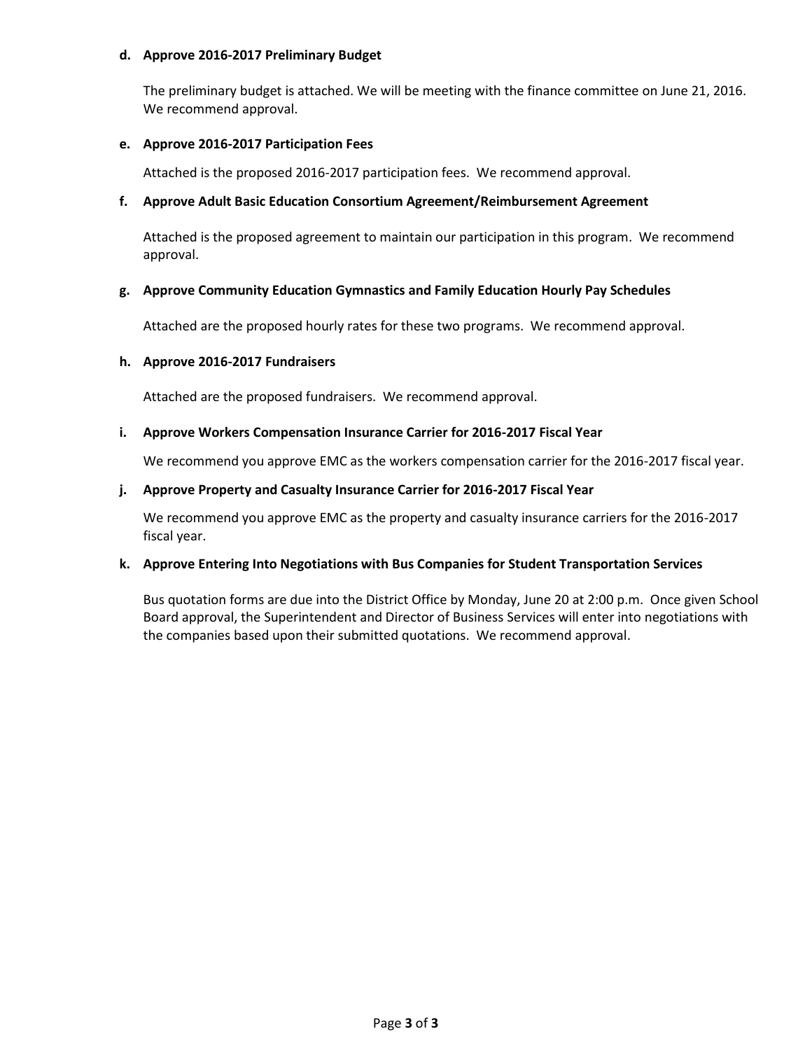**d. Approve 2016-2017 Preliminary Budget**

The preliminary budget is attached. We will be meeting with the finance committee on June 21, 2016. We recommend approval.

**e. Approve 2016-2017 Participation Fees**

Attached is the proposed 2016-2017 participation fees. We recommend approval.

**f. Approve Adult Basic Education Consortium Agreement/Reimbursement Agreement**

Attached is the proposed agreement to maintain our participation in this program. We recommend approval.

**g. Approve Community Education Gymnastics and Family Education Hourly Pay Schedules**

Attached are the proposed hourly rates for these two programs. We recommend approval.

**h. Approve 2016-2017 Fundraisers**

Attached are the proposed fundraisers. We recommend approval.

**i. Approve Workers Compensation Insurance Carrier for 2016-2017 Fiscal Year**

We recommend you approve EMC as the workers compensation carrier for the 2016-2017 fiscal year.

**j. Approve Property and Casualty Insurance Carrier for 2016-2017 Fiscal Year**

We recommend you approve EMC as the property and casualty insurance carriers for the 2016-2017 fiscal year.

**k. Approve Entering Into Negotiations with Bus Companies for Student Transportation Services**

Bus quotation forms are due into the District Office by Monday, June 20 at 2:00 p.m. Once given School Board approval, the Superintendent and Director of Business Services will enter into negotiations with the companies based upon their submitted quotations. We recommend approval.